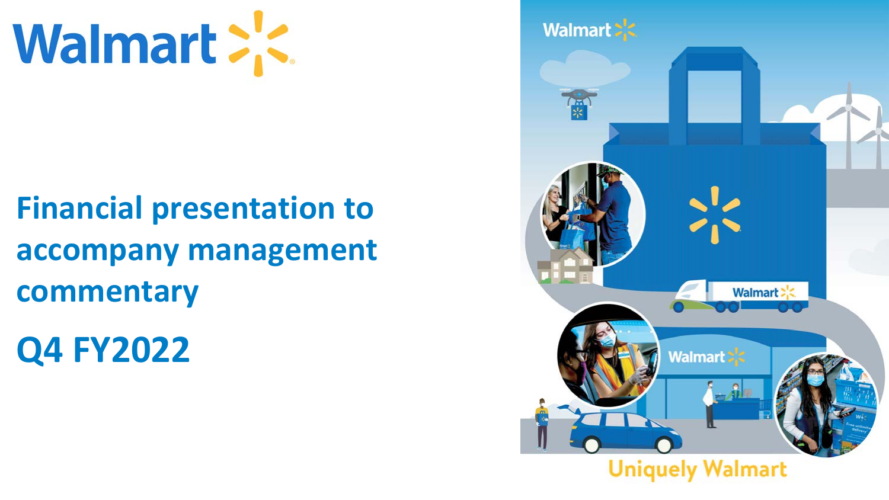Walmart

# Financial presentation to accompany management commentary

# Q4 FY2022

Uniquely Walmart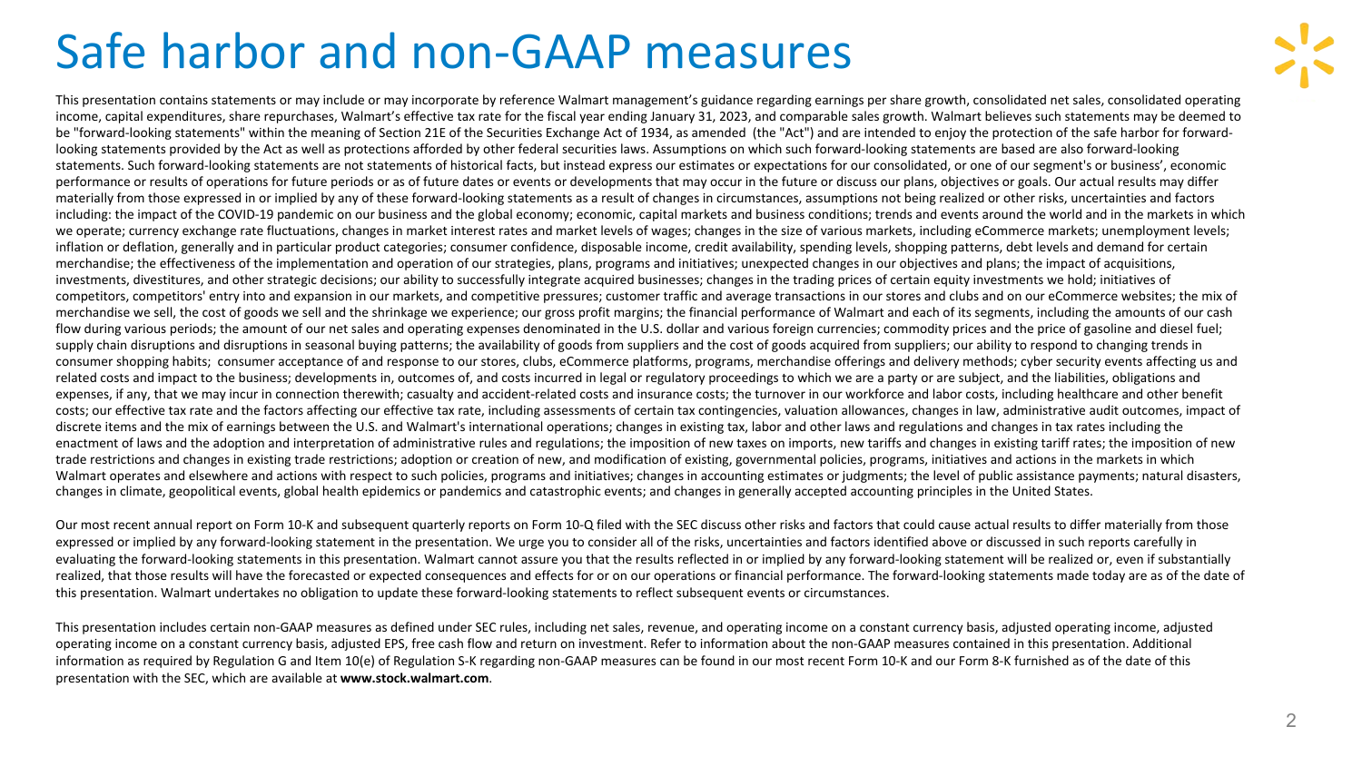# Safe harbor and non-GAAP measures

This presentation contains statements or may include or may incorporate by reference Walmart management's guidance regarding earnings per share growth, consolidated net sales, consolidated operating income, capital expenditures, share repurchases, Walmart's effective tax rate for the fiscal year ending January 31, 2023, and comparable sales growth. Walmart believes such statements may be deemed to be "forward-looking statements" within the meaning of Section 21E of the Securities Exchange Act of 1934, as amended (the "Act") and are intended to enjoy the protection of the safe harbor for forward-looking statements provided by the Act as well as protections afforded by other federal securities laws. Assumptions on which such forward-looking statements are based are also forward-looking statements. Such forward-looking statements are not statements of historical facts, but instead express our estimates or expectations for our consolidated, or one of our segment's or business', economic performance or results of operations for future periods or as of future dates or events or developments that may occur in the future or discuss our plans, objectives or goals. Our actual results may differ materially from those expressed in or implied by any of these forward-looking statements as a result of changes in circumstances, assumptions not being realized or other risks, uncertainties and factors including: the impact of the COVID-19 pandemic on our business and the global economy; economic, capital markets and business conditions; trends and events around the world and in the markets in which we operate; currency exchange rate fluctuations, changes in market interest rates and market levels of wages; changes in the size of various markets, including eCommerce markets; unemployment levels; inflation or deflation, generally and in particular product categories; consumer confidence, disposable income, credit availability, spending levels, shopping patterns, debt levels and demand for certain merchandise; the effectiveness of the implementation and operation of our strategies, plans, programs and initiatives; unexpected changes in our objectives and plans; the impact of acquisitions, investments, divestitures, and other strategic decisions; our ability to successfully integrate acquired businesses; changes in the trading prices of certain equity investments we hold; initiatives of competitors, competitors' entry into and expansion in our markets, and competitive pressures; customer traffic and average transactions in our stores and clubs and on our eCommerce websites; the mix of merchandise we sell, the cost of goods we sell and the shrinkage we experience; our gross profit margins; the financial performance of Walmart and each of its segments, including the amounts of our cash flow during various periods; the amount of our net sales and operating expenses denominated in the U.S. dollar and various foreign currencies; commodity prices and the price of gasoline and diesel fuel; supply chain disruptions and disruptions in seasonal buying patterns; the availability of goods from suppliers and the cost of goods acquired from suppliers; our ability to respond to changing trends in consumer shopping habits; consumer acceptance of and response to our stores, clubs, eCommerce platforms, programs, merchandise offerings and delivery methods; cyber security events affecting us and related costs and impact to the business; developments in, outcomes of, and costs incurred in legal or regulatory proceedings to which we are a party or are subject, and the liabilities, obligations and expenses, if any, that we may incur in connection therewith; casualty and accident-related costs and insurance costs; the turnover in our workforce and labor costs, including healthcare and other benefit costs; our effective tax rate and the factors affecting our effective tax rate, including assessments of certain tax contingencies, valuation allowances, changes in law, administrative audit outcomes, impact of discrete items and the mix of earnings between the U.S. and Walmart's international operations; changes in existing tax, labor and other laws and regulations and changes in tax rates including the enactment of laws and the adoption and interpretation of administrative rules and regulations; the imposition of new taxes on imports, new tariffs and changes in existing tariff rates; the imposition of new trade restrictions and changes in existing trade restrictions; adoption or creation of new, and modification of existing, governmental policies, programs, initiatives and actions in the markets in which Walmart operates and elsewhere and actions with respect to such policies, programs and initiatives; changes in accounting estimates or judgments; the level of public assistance payments; natural disasters, changes in climate, geopolitical events, global health epidemics or pandemics and catastrophic events; and changes in generally accepted accounting principles in the United States.

Our most recent annual report on Form 10-K and subsequent quarterly reports on Form 10-Q filed with the SEC discuss other risks and factors that could cause actual results to differ materially from those expressed or implied by any forward-looking statement in the presentation. We urge you to consider all of the risks, uncertainties and factors identified above or discussed in such reports carefully in evaluating the forward-looking statements in this presentation. Walmart cannot assure you that the results reflected in or implied by any forward-looking statement will be realized or, even if substantially realized, that those results will have the forecasted or expected consequences and effects for or on our operations or financial performance. The forward-looking statements made today are as of the date of this presentation. Walmart undertakes no obligation to update these forward-looking statements to reflect subsequent events or circumstances.

This presentation includes certain non-GAAP measures as defined under SEC rules, including net sales, revenue, and operating income on a constant currency basis, adjusted operating income, adjusted operating income on a constant currency basis, adjusted EPS, free cash flow and return on investment. Refer to information about the non-GAAP measures contained in this presentation. Additional information as required by Regulation G and Item 10(e) of Regulation S-K regarding non-GAAP measures can be found in our most recent Form 10-K and our Form 8-K furnished as of the date of this presentation with the SEC, which are available at **www.stock.walmart.com**.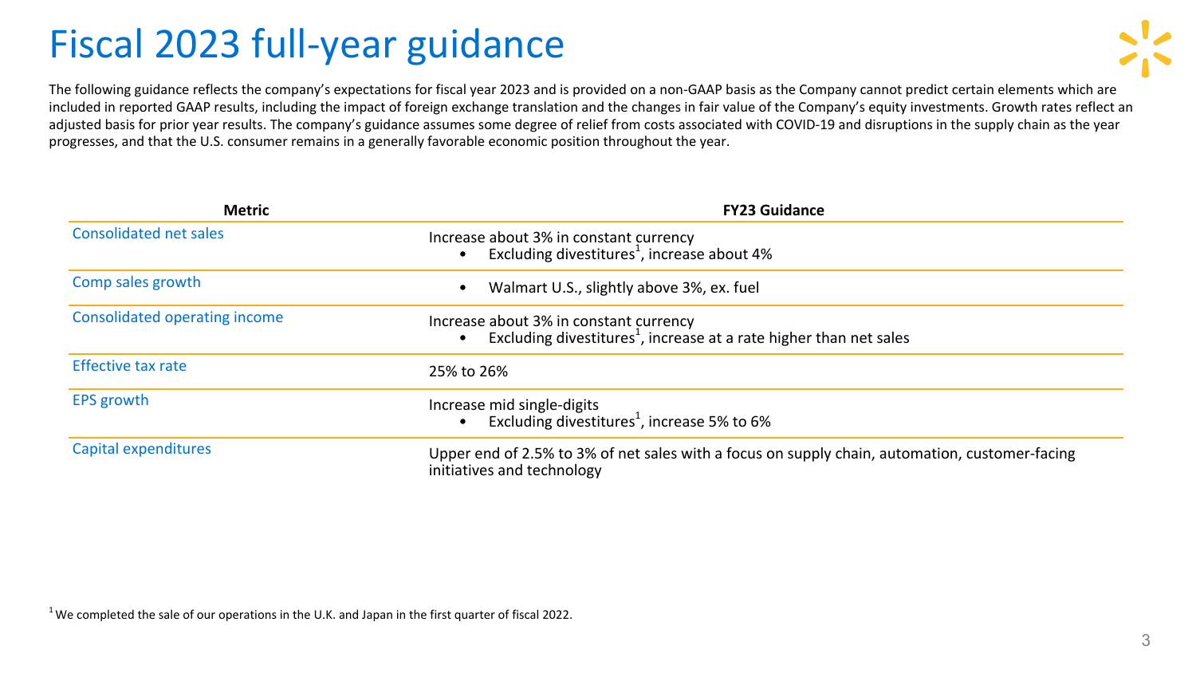# Fiscal 2023 full-year guidance

The following guidance reflects the company's expectations for fiscal year 2023 and is provided on a non-GAAP basis as the Company cannot predict certain elements which are included in reported GAAP results, including the impact of foreign exchange translation and the changes in fair value of the Company's equity investments. Growth rates reflect an adjusted basis for prior year results. The company's guidance assumes some degree of relief from costs associated with COVID-19 and disruptions in the supply chain as the year progresses, and that the U.S. consumer remains in a generally favorable economic position throughout the year.

| Metric | FY23 Guidance |
| --- | --- |
| Consolidated net sales | Increase about 3% in constant currency<br>• Excluding divestitures[1], increase about 4% |
| Comp sales growth | • Walmart U.S., slightly above 3%, ex. fuel |
| Consolidated operating income | Increase about 3% in constant currency<br>• Excluding divestitures[1], increase at a rate higher than net sales |
| Effective tax rate | 25% to 26% |
| EPS growth | Increase mid single-digits<br>• Excluding divestitures[1], increase 5% to 6% |
| Capital expenditures | Upper end of 2.5% to 3% of net sales with a focus on supply chain, automation, customer-facing initiatives and technology |

[1] We completed the sale of our operations in the U.K. and Japan in the first quarter of fiscal 2022.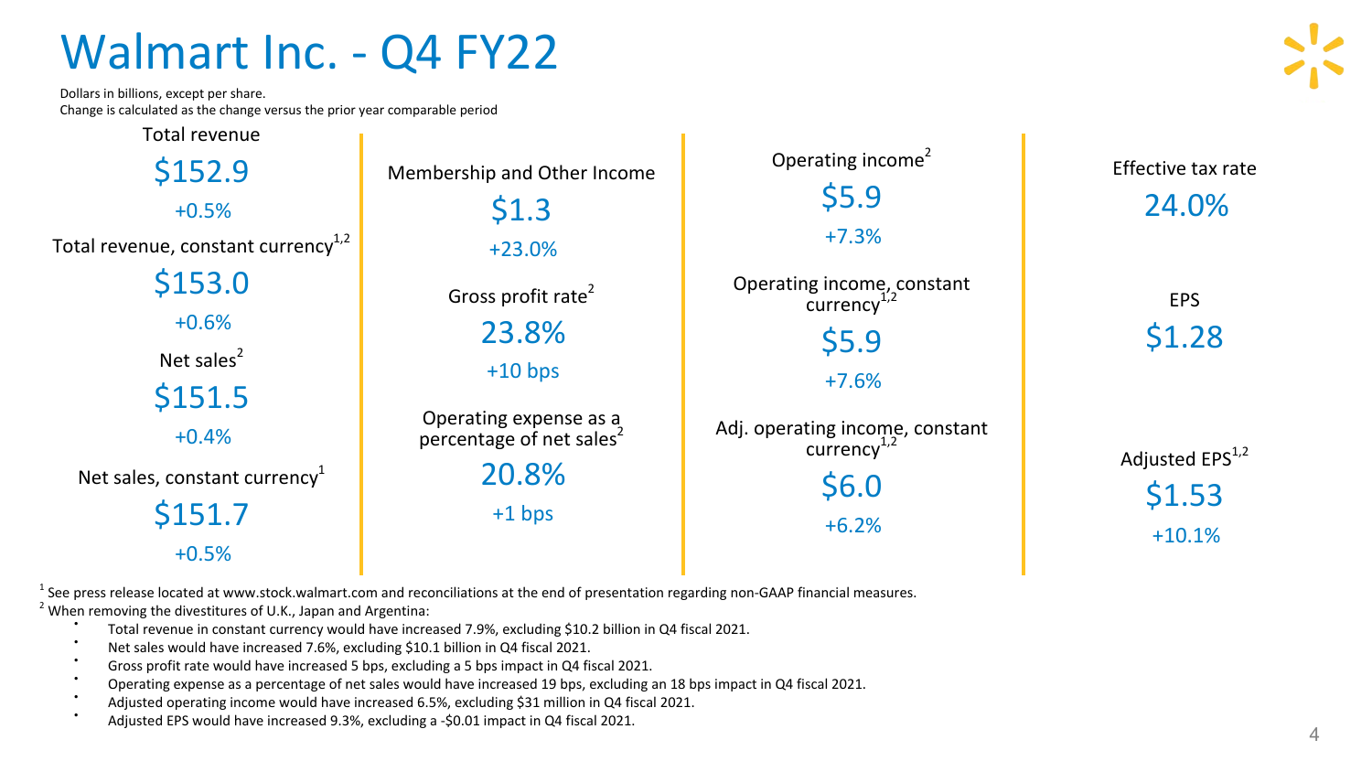# Walmart Inc. - Q4 FY22

Dollars in billions, except per share.
Change is calculated as the change versus the prior year comparable period

**Total revenue**
$152.9
+0.5%

**Total revenue, constant currency**[1,2]
$153.0
+0.6%

**Net sales**[2]
$151.5
+0.4%

**Net sales, constant currency**[1]
$151.7
+0.5%

**Membership and Other Income**
$1.3
+23.0%

**Gross profit rate**[2]
23.8%
+10 bps

**Operating expense as a percentage of net sales**[2]
20.8%
+1 bps

**Operating income**[2]
$5.9
+7.3%

**Operating income, constant currency**[1,2]
$5.9
+7.6%

**Adj. operating income, constant currency**[1,2]
$6.0
+6.2%

**Effective tax rate**
24.0%

**EPS**
$1.28

**Adjusted EPS**[1,2]
$1.53
+10.1%

[1] See press release located at www.stock.walmart.com and reconciliations at the end of presentation regarding non-GAAP financial measures.
[2] When removing the divestitures of U.K., Japan and Argentina:

- Total revenue in constant currency would have increased 7.9%, excluding $10.2 billion in Q4 fiscal 2021.
- Net sales would have increased 7.6%, excluding $10.1 billion in Q4 fiscal 2021.
- Gross profit rate would have increased 5 bps, excluding a 5 bps impact in Q4 fiscal 2021.
- Operating expense as a percentage of net sales would have increased 19 bps, excluding an 18 bps impact in Q4 fiscal 2021.
- Adjusted operating income would have increased 6.5%, excluding $31 million in Q4 fiscal 2021.
- Adjusted EPS would have increased 9.3%, excluding a -$0.01 impact in Q4 fiscal 2021.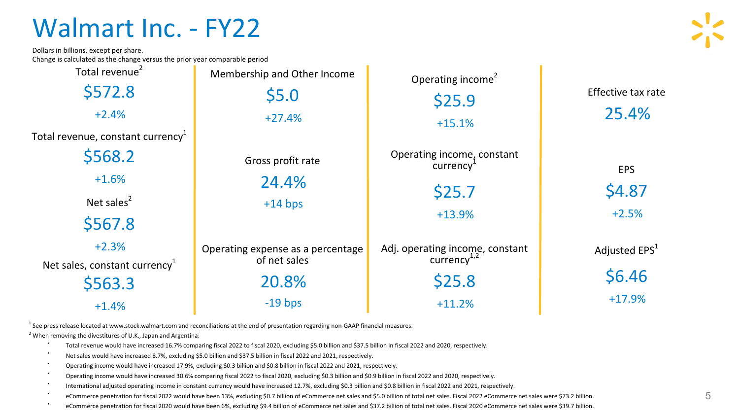# Walmart Inc. - FY22

Dollars in billions, except per share.
Change is calculated as the change versus the prior year comparable period

Total revenue[2]

**$572.8**

+2.4%

Total revenue, constant currency[1]

**$568.2**

+1.6%

Net sales[2]

**$567.8**

+2.3%

Net sales, constant currency[1]

**$563.3**

+1.4%

Membership and Other Income

**$5.0**

+27.4%

Gross profit rate

**24.4%**

+14 bps

Operating expense as a percentage of net sales

**20.8%**

-19 bps

Operating income[2]

**$25.9**

+15.1%

Operating income, constant currency[1]

**$25.7**

+13.9%

Adj. operating income, constant currency[1,2]

**$25.8**

+11.2%

Effective tax rate

**25.4%**

EPS

**$4.87**

+2.5%

Adjusted EPS[1]

**$6.46**

+17.9%

[1] See press release located at www.stock.walmart.com and reconciliations at the end of presentation regarding non-GAAP financial measures.

[2] When removing the divestitures of U.K., Japan and Argentina:

- Total revenue would have increased 16.7% comparing fiscal 2022 to fiscal 2020, excluding $5.0 billion and $37.5 billion in fiscal 2022 and 2020, respectively.
- Net sales would have increased 8.7%, excluding $5.0 billion and $37.5 billion in fiscal 2022 and 2021, respectively.
- Operating income would have increased 17.9%, excluding $0.3 billion and $0.8 billion in fiscal 2022 and 2021, respectively.
- Operating income would have increased 30.6% comparing fiscal 2022 to fiscal 2020, excluding $0.3 billion and $0.9 billion in fiscal 2022 and 2020, respectively.
- International adjusted operating income in constant currency would have increased 12.7%, excluding $0.3 billion and $0.8 billion in fiscal 2022 and 2021, respectively.
- eCommerce penetration for fiscal 2022 would have been 13%, excluding $0.7 billion of eCommerce net sales and $5.0 billion of total net sales. Fiscal 2022 eCommerce net sales were $73.2 billion.
- eCommerce penetration for fiscal 2020 would have been 6%, excluding $9.4 billion of eCommerce net sales and $37.2 billion of total net sales. Fiscal 2020 eCommerce net sales were $39.7 billion.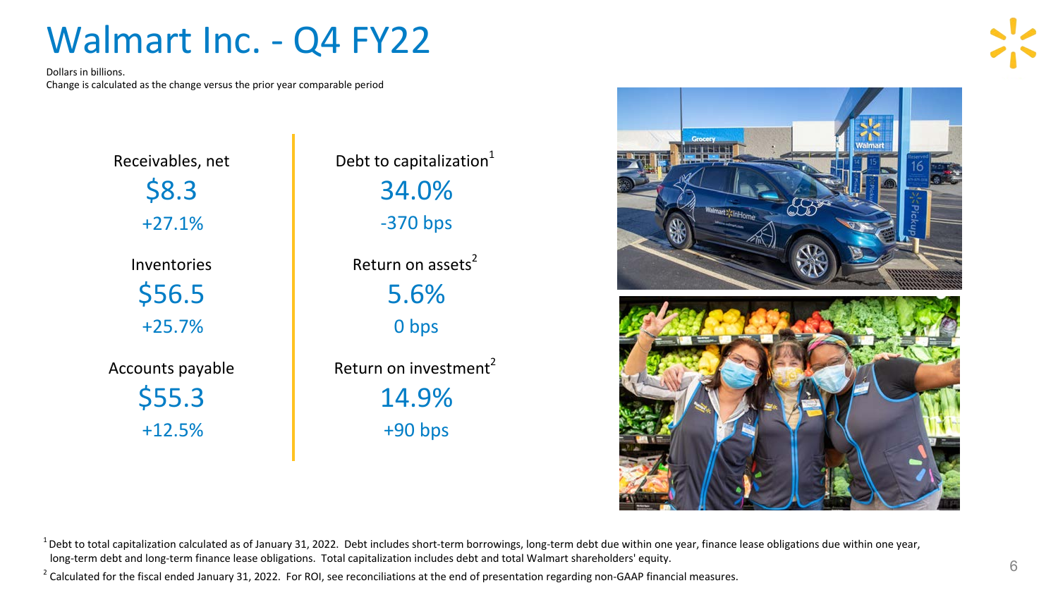# Walmart Inc. - Q4 FY22

Dollars in billions.
Change is calculated as the change versus the prior year comparable period

| Metric | Value | Change |
| --- | --- | --- |
| Receivables, net | $8.3 | +27.1% |
| Inventories | $56.5 | +25.7% |
| Accounts payable | $55.3 | +12.5% |

| Metric | Value | Change |
| --- | --- | --- |
| Debt to capitalization[1] | 34.0% | -370 bps |
| Return on assets[2] | 5.6% | 0 bps |
| Return on investment[2] | 14.9% | +90 bps |

[1] Debt to total capitalization calculated as of January 31, 2022. Debt includes short-term borrowings, long-term debt due within one year, finance lease obligations due within one year, long-term debt and long-term finance lease obligations. Total capitalization includes debt and total Walmart shareholders' equity.

[2] Calculated for the fiscal ended January 31, 2022. For ROI, see reconciliations at the end of presentation regarding non-GAAP financial measures.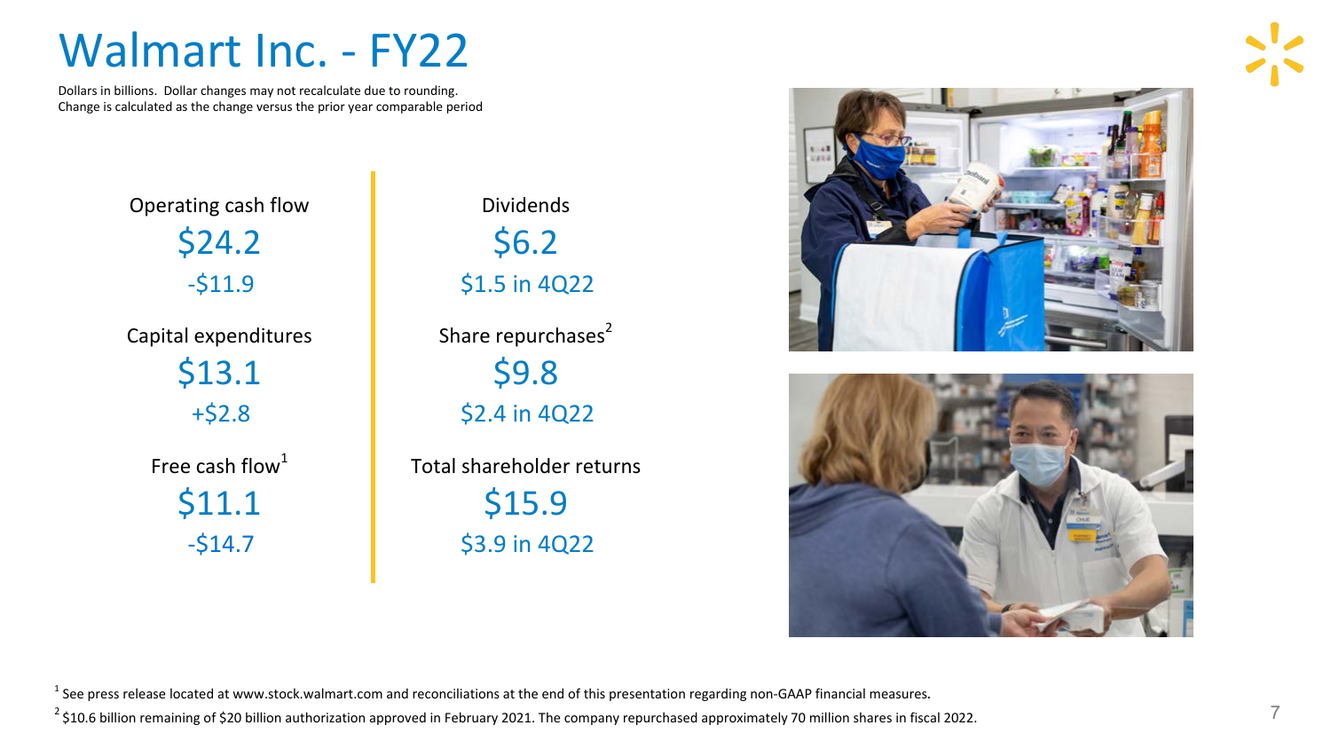# Walmart Inc. - FY22

Dollars in billions. Dollar changes may not recalculate due to rounding.
Change is calculated as the change versus the prior year comparable period

Operating cash flow
**$24.2**
-$11.9

Capital expenditures
**$13.1**
+$2.8

Free cash flow[1]
**$11.1**
-$14.7

Dividends
**$6.2**
$1.5 in 4Q22

Share repurchases[2]
**$9.8**
$2.4 in 4Q22

Total shareholder returns
**$15.9**
$3.9 in 4Q22

[1] See press release located at www.stock.walmart.com and reconciliations at the end of this presentation regarding non-GAAP financial measures.

[2] $10.6 billion remaining of $20 billion authorization approved in February 2021. The company repurchased approximately 70 million shares in fiscal 2022.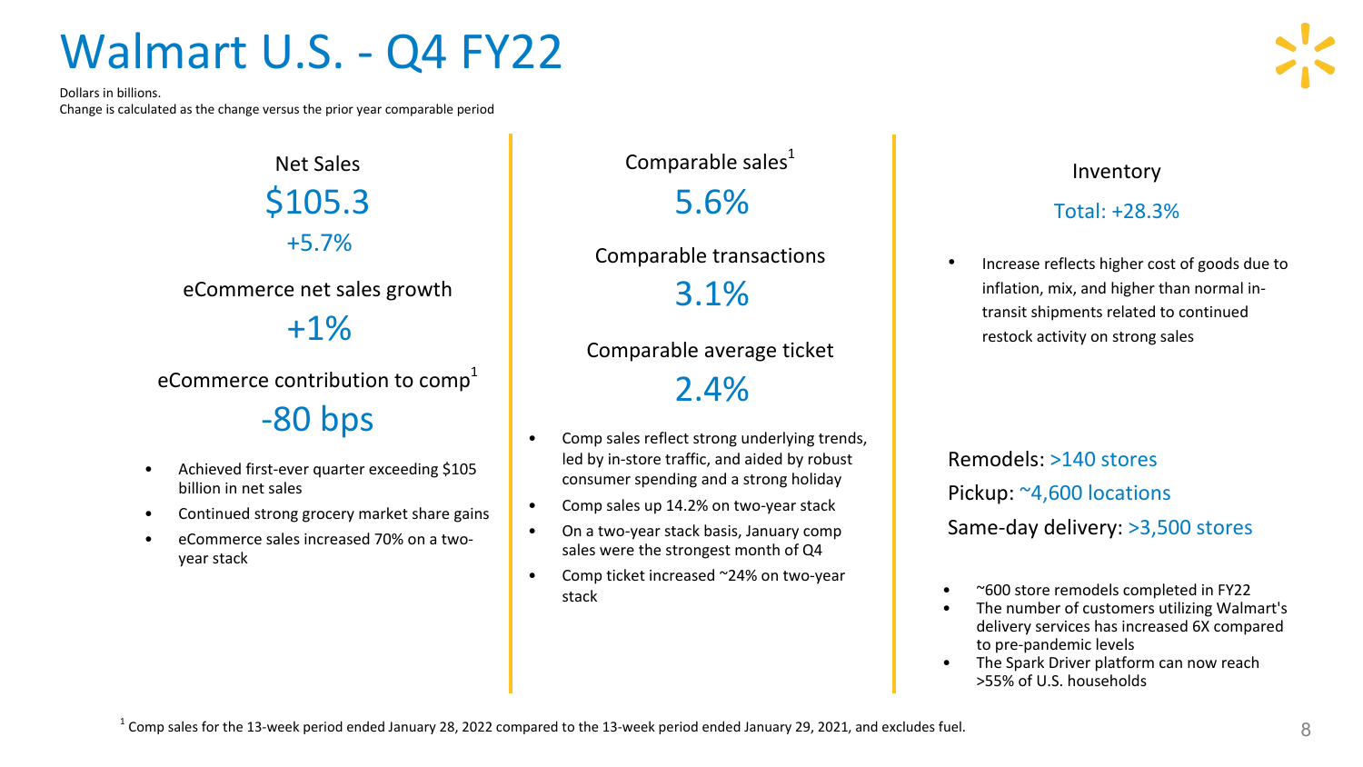# Walmart U.S. - Q4 FY22

Dollars in billions.
Change is calculated as the change versus the prior year comparable period

Net Sales

$105.3

+5.7%

eCommerce net sales growth

+1%

eCommerce contribution to comp[1]

-80 bps

- Achieved first-ever quarter exceeding $105 billion in net sales
- Continued strong grocery market share gains
- eCommerce sales increased 70% on a two-year stack

Comparable sales[1]

5.6%

Comparable transactions

3.1%

Comparable average ticket

2.4%

- Comp sales reflect strong underlying trends, led by in-store traffic, and aided by robust consumer spending and a strong holiday
- Comp sales up 14.2% on two-year stack
- On a two-year stack basis, January comp sales were the strongest month of Q4
- Comp ticket increased ~24% on two-year stack

Inventory

Total: +28.3%

- Increase reflects higher cost of goods due to inflation, mix, and higher than normal in-transit shipments related to continued restock activity on strong sales

Remodels: >140 stores

Pickup: ~4,600 locations

Same-day delivery: >3,500 stores

- ~600 store remodels completed in FY22
- The number of customers utilizing Walmart's delivery services has increased 6X compared to pre-pandemic levels
- The Spark Driver platform can now reach >55% of U.S. households

[1] Comp sales for the 13-week period ended January 28, 2022 compared to the 13-week period ended January 29, 2021, and excludes fuel.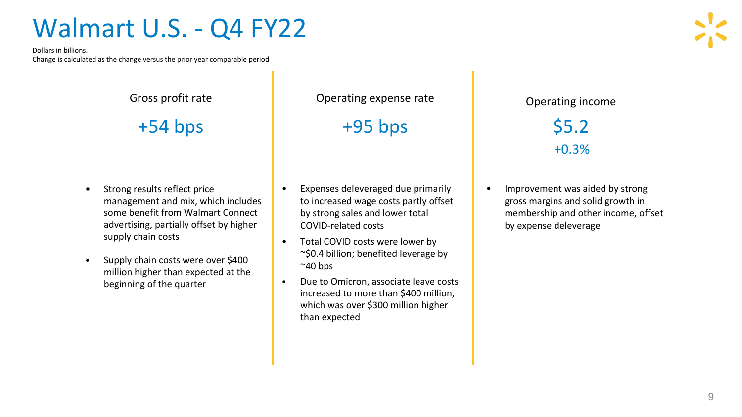# Walmart U.S. - Q4 FY22

Dollars in billions.
Change is calculated as the change versus the prior year comparable period

### Gross profit rate

**+54 bps**

- Strong results reflect price management and mix, which includes some benefit from Walmart Connect advertising, partially offset by higher supply chain costs
- Supply chain costs were over $400 million higher than expected at the beginning of the quarter

### Operating expense rate

**+95 bps**

- Expenses deleveraged due primarily to increased wage costs partly offset by strong sales and lower total COVID-related costs
- Total COVID costs were lower by ~$0.4 billion; benefited leverage by ~40 bps
- Due to Omicron, associate leave costs increased to more than $400 million, which was over $300 million higher than expected

### Operating income

**$5.2**

+0.3%

- Improvement was aided by strong gross margins and solid growth in membership and other income, offset by expense deleverage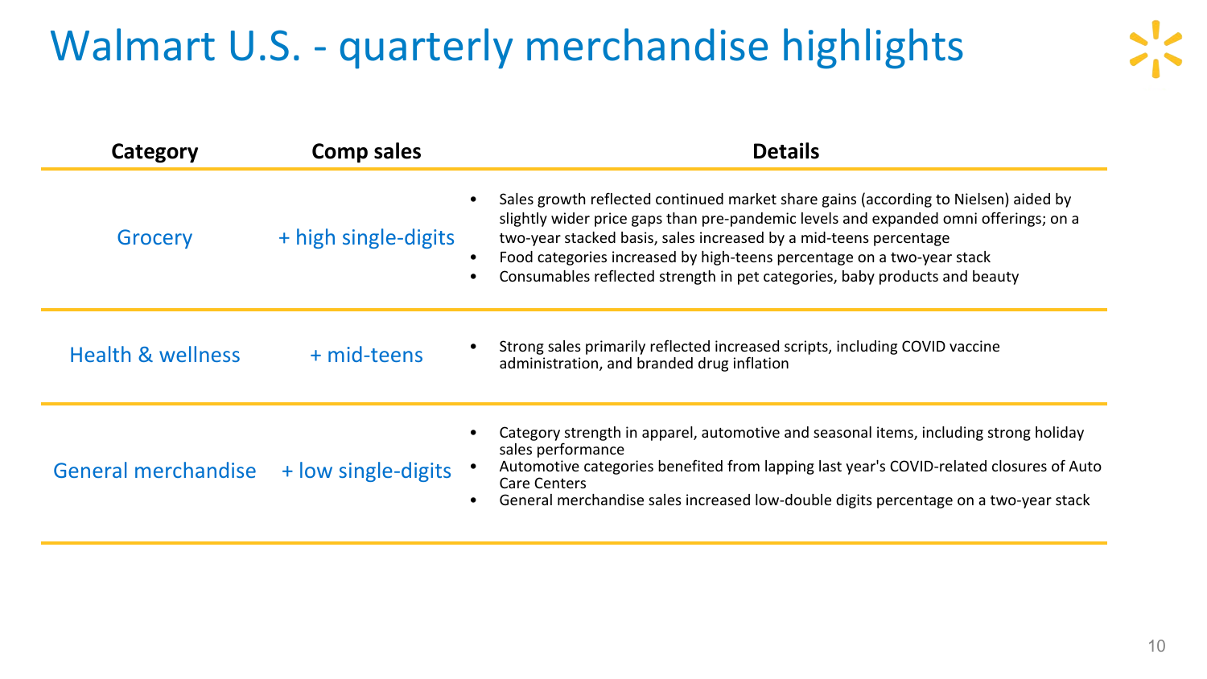# Walmart U.S. - quarterly merchandise highlights

| Category | Comp sales | Details |
|---|---|---|
| Grocery | + high single-digits | • Sales growth reflected continued market share gains (according to Nielsen) aided by slightly wider price gaps than pre-pandemic levels and expanded omni offerings; on a two-year stacked basis, sales increased by a mid-teens percentage<br>• Food categories increased by high-teens percentage on a two-year stack<br>• Consumables reflected strength in pet categories, baby products and beauty |
| Health & wellness | + mid-teens | • Strong sales primarily reflected increased scripts, including COVID vaccine administration, and branded drug inflation |
| General merchandise | + low single-digits | • Category strength in apparel, automotive and seasonal items, including strong holiday sales performance<br>• Automotive categories benefited from lapping last year's COVID-related closures of Auto Care Centers<br>• General merchandise sales increased low-double digits percentage on a two-year stack |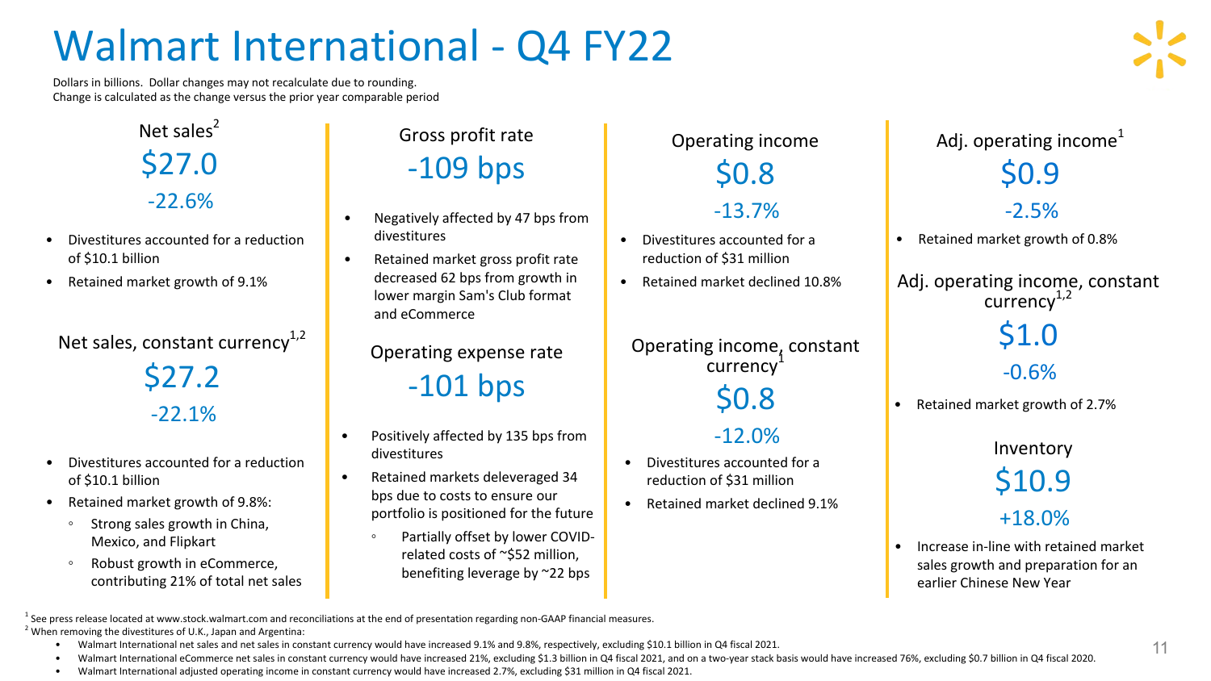# Walmart International - Q4 FY22

Dollars in billions. Dollar changes may not recalculate due to rounding.
Change is calculated as the change versus the prior year comparable period

### Net sales[2]

**$27.0**

**-22.6%**

- Divestitures accounted for a reduction of $10.1 billion
- Retained market growth of 9.1%

### Net sales, constant currency[1,2]

**$27.2**

**-22.1%**

- Divestitures accounted for a reduction of $10.1 billion
- Retained market growth of 9.8%:
  - Strong sales growth in China, Mexico, and Flipkart
  - Robust growth in eCommerce, contributing 21% of total net sales

### Gross profit rate

**-109 bps**

- Negatively affected by 47 bps from divestitures
- Retained market gross profit rate decreased 62 bps from growth in lower margin Sam's Club format and eCommerce

### Operating expense rate

**-101 bps**

- Positively affected by 135 bps from divestitures
- Retained markets deleveraged 34 bps due to costs to ensure our portfolio is positioned for the future
  - Partially offset by lower COVID-related costs of ~$52 million, benefiting leverage by ~22 bps

### Operating income

**$0.8**

**-13.7%**

- Divestitures accounted for a reduction of $31 million
- Retained market declined 10.8%

### Operating income, constant currency[1]

**$0.8**

**-12.0%**

- Divestitures accounted for a reduction of $31 million
- Retained market declined 9.1%

### Adj. operating income[1]

**$0.9**

**-2.5%**

- Retained market growth of 0.8%

### Adj. operating income, constant currency[1,2]

**$1.0**

**-0.6%**

- Retained market growth of 2.7%

### Inventory

**$10.9**

**+18.0%**

- Increase in-line with retained market sales growth and preparation for an earlier Chinese New Year

[1] See press release located at www.stock.walmart.com and reconciliations at the end of presentation regarding non-GAAP financial measures.
[2] When removing the divestitures of U.K., Japan and Argentina:

- Walmart International net sales and net sales in constant currency would have increased 9.1% and 9.8%, respectively, excluding $10.1 billion in Q4 fiscal 2021.
- Walmart International eCommerce net sales in constant currency would have increased 21%, excluding $1.3 billion in Q4 fiscal 2021, and on a two-year stack basis would have increased 76%, excluding $0.7 billion in Q4 fiscal 2020.
- Walmart International adjusted operating income in constant currency would have increased 2.7%, excluding $31 million in Q4 fiscal 2021.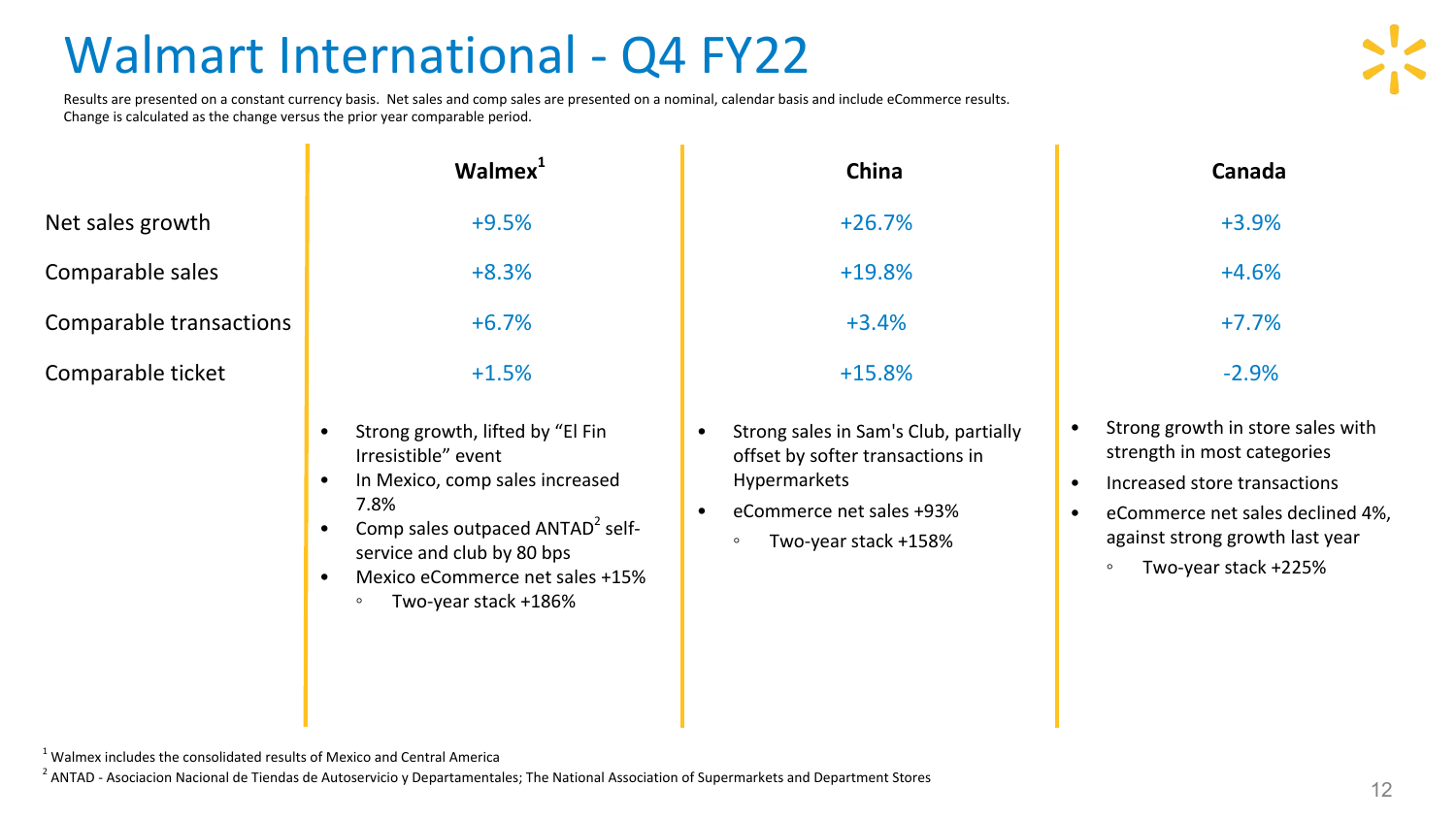# Walmart International - Q4 FY22

Results are presented on a constant currency basis. Net sales and comp sales are presented on a nominal, calendar basis and include eCommerce results. Change is calculated as the change versus the prior year comparable period.

| | Walmex[1] | China | Canada |
|---|---|---|---|
| Net sales growth | +9.5% | +26.7% | +3.9% |
| Comparable sales | +8.3% | +19.8% | +4.6% |
| Comparable transactions | +6.7% | +3.4% | +7.7% |
| Comparable ticket | +1.5% | +15.8% | -2.9% |

**Walmex[1]**

- Strong growth, lifted by "El Fin Irresistible" event
- In Mexico, comp sales increased 7.8%
- Comp sales outpaced ANTAD[2] self-service and club by 80 bps
- Mexico eCommerce net sales +15%
  - Two-year stack +186%

**China**

- Strong sales in Sam's Club, partially offset by softer transactions in Hypermarkets
- eCommerce net sales +93%
  - Two-year stack +158%

**Canada**

- Strong growth in store sales with strength in most categories
- Increased store transactions
- eCommerce net sales declined 4%, against strong growth last year
  - Two-year stack +225%

[1] Walmex includes the consolidated results of Mexico and Central America

[2] ANTAD - Asociacion Nacional de Tiendas de Autoservicio y Departamentales; The National Association of Supermarkets and Department Stores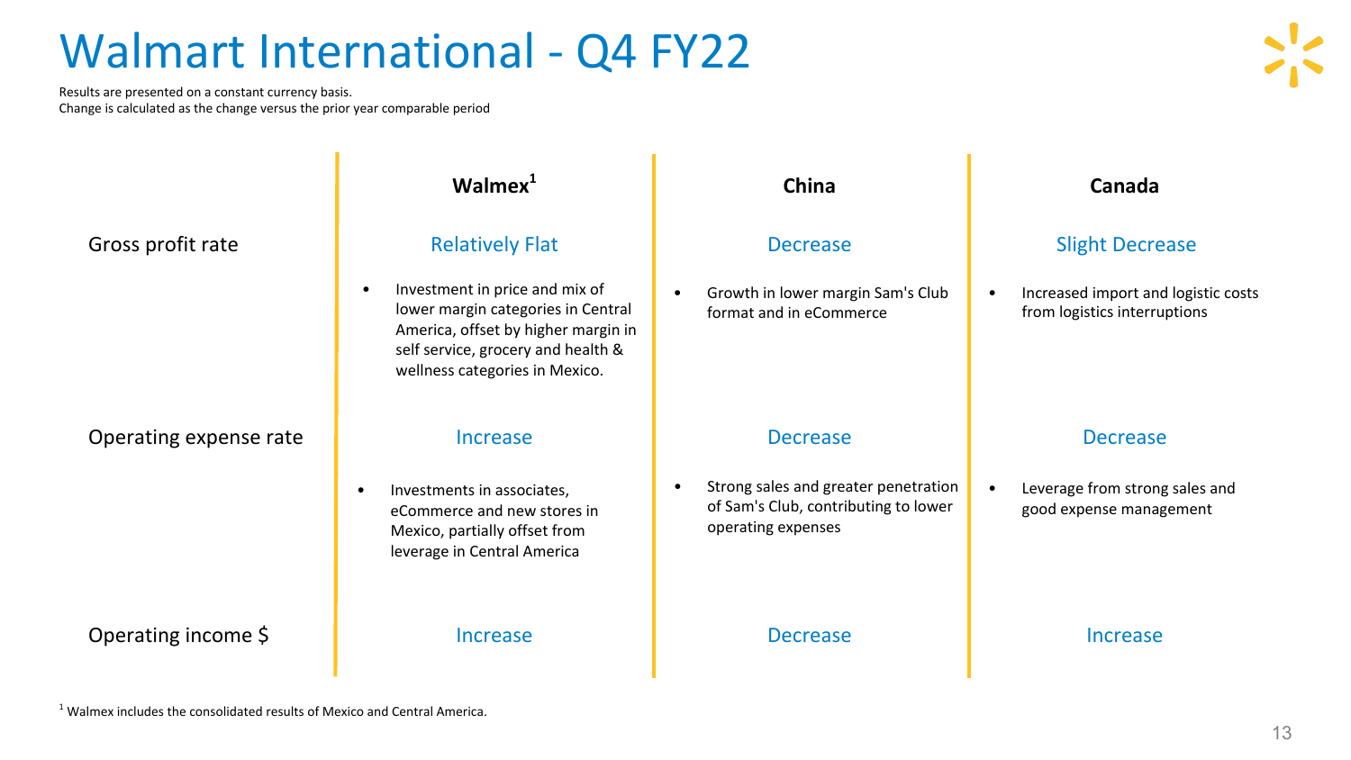# Walmart International - Q4 FY22

Results are presented on a constant currency basis.
Change is calculated as the change versus the prior year comparable period

| | Walmex[1] | China | Canada |
|---|---|---|---|
| Gross profit rate | Relatively Flat | Decrease | Slight Decrease |
| | • Investment in price and mix of lower margin categories in Central America, offset by higher margin in self service, grocery and health & wellness categories in Mexico. | • Growth in lower margin Sam's Club format and in eCommerce | • Increased import and logistic costs from logistics interruptions |
| Operating expense rate | Increase | Decrease | Decrease |
| | • Investments in associates, eCommerce and new stores in Mexico, partially offset from leverage in Central America | • Strong sales and greater penetration of Sam's Club, contributing to lower operating expenses | • Leverage from strong sales and good expense management |
| Operating income $ | Increase | Decrease | Increase |

[1] Walmex includes the consolidated results of Mexico and Central America.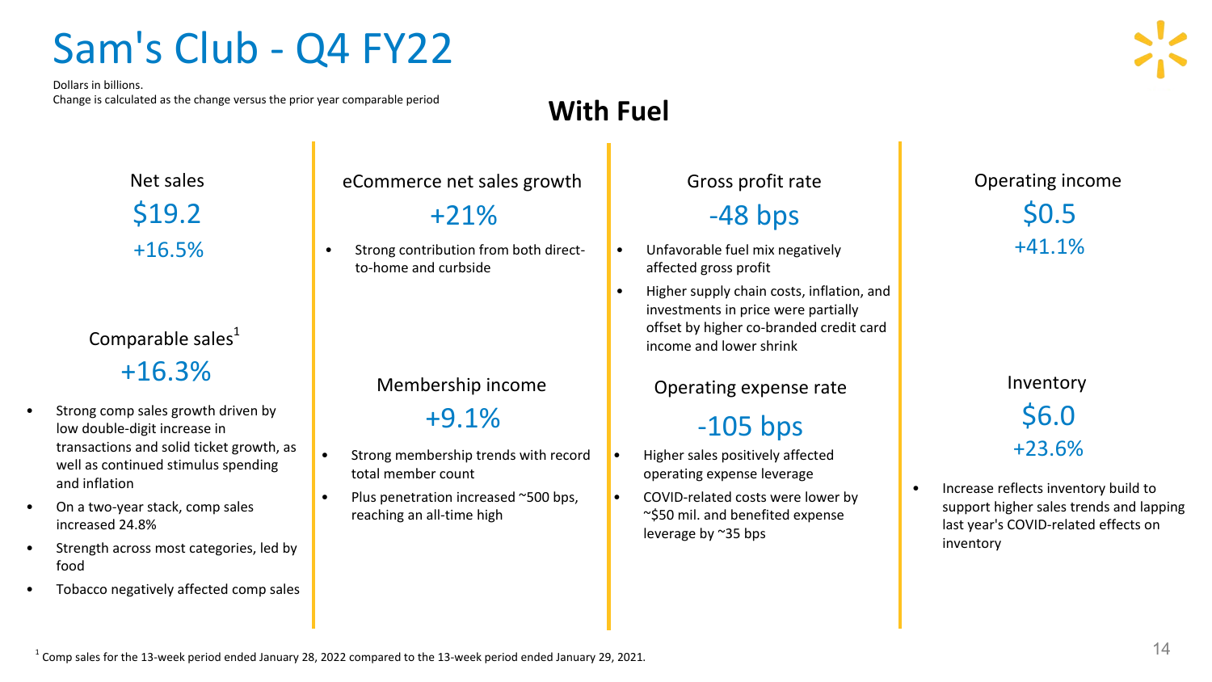# Sam's Club - Q4 FY22

Dollars in billions.
Change is calculated as the change versus the prior year comparable period

## With Fuel

### Net sales

$19.2

+16.5%

### Comparable sales[1]

+16.3%

- Strong comp sales growth driven by low double-digit increase in transactions and solid ticket growth, as well as continued stimulus spending and inflation
- On a two-year stack, comp sales increased 24.8%
- Strength across most categories, led by food
- Tobacco negatively affected comp sales

### eCommerce net sales growth

+21%

- Strong contribution from both direct-to-home and curbside

### Membership income

+9.1%

- Strong membership trends with record total member count
- Plus penetration increased ~500 bps, reaching an all-time high

### Gross profit rate

-48 bps

- Unfavorable fuel mix negatively affected gross profit
- Higher supply chain costs, inflation, and investments in price were partially offset by higher co-branded credit card income and lower shrink

### Operating expense rate

-105 bps

- Higher sales positively affected operating expense leverage
- COVID-related costs were lower by ~$50 mil. and benefited expense leverage by ~35 bps

### Operating income

$0.5

+41.1%

### Inventory

$6.0

+23.6%

- Increase reflects inventory build to support higher sales trends and lapping last year's COVID-related effects on inventory

[1] Comp sales for the 13-week period ended January 28, 2022 compared to the 13-week period ended January 29, 2021.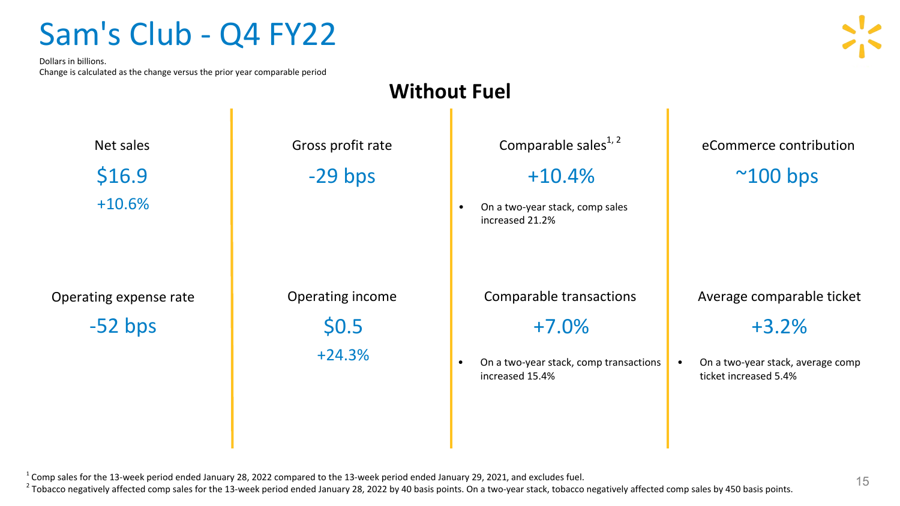# Sam's Club - Q4 FY22

Dollars in billions.
Change is calculated as the change versus the prior year comparable period

## Without Fuel

**Net sales**
$16.9
+10.6%

**Gross profit rate**
-29 bps

**Comparable sales**[1, 2]
+10.4%

- On a two-year stack, comp sales increased 21.2%

**eCommerce contribution**
~100 bps

**Operating expense rate**
-52 bps

**Operating income**
$0.5
+24.3%

**Comparable transactions**
+7.0%

- On a two-year stack, comp transactions increased 15.4%

**Average comparable ticket**
+3.2%

- On a two-year stack, average comp ticket increased 5.4%

[1] Comp sales for the 13-week period ended January 28, 2022 compared to the 13-week period ended January 29, 2021, and excludes fuel.
[2] Tobacco negatively affected comp sales for the 13-week period ended January 28, 2022 by 40 basis points. On a two-year stack, tobacco negatively affected comp sales by 450 basis points.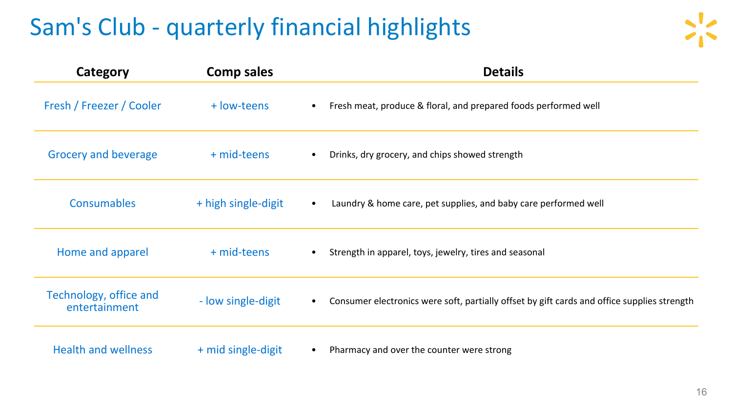# Sam's Club - quarterly financial highlights

| Category | Comp sales | Details |
|---|---|---|
| Fresh / Freezer / Cooler | + low-teens | • Fresh meat, produce & floral, and prepared foods performed well |
| Grocery and beverage | + mid-teens | • Drinks, dry grocery, and chips showed strength |
| Consumables | + high single-digit | • Laundry & home care, pet supplies, and baby care performed well |
| Home and apparel | + mid-teens | • Strength in apparel, toys, jewelry, tires and seasonal |
| Technology, office and entertainment | - low single-digit | • Consumer electronics were soft, partially offset by gift cards and office supplies strength |
| Health and wellness | + mid single-digit | • Pharmacy and over the counter were strong |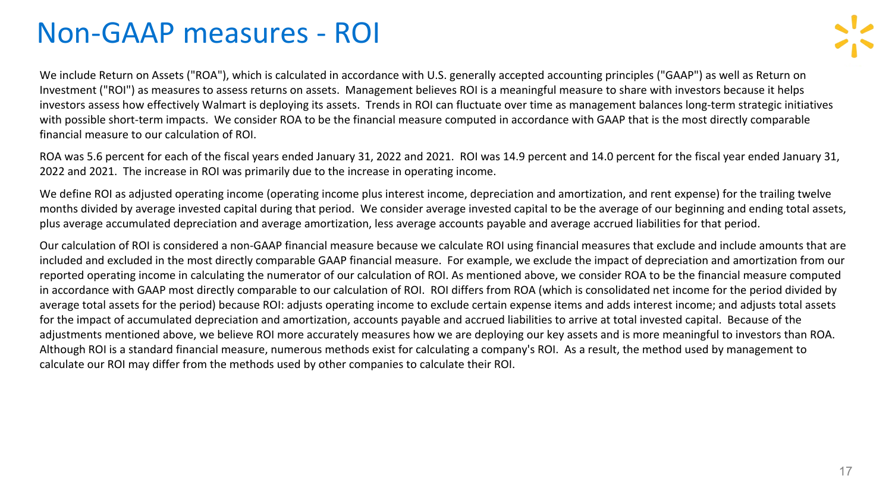# Non-GAAP measures - ROI

We include Return on Assets ("ROA"), which is calculated in accordance with U.S. generally accepted accounting principles ("GAAP") as well as Return on Investment ("ROI") as measures to assess returns on assets. Management believes ROI is a meaningful measure to share with investors because it helps investors assess how effectively Walmart is deploying its assets. Trends in ROI can fluctuate over time as management balances long-term strategic initiatives with possible short-term impacts. We consider ROA to be the financial measure computed in accordance with GAAP that is the most directly comparable financial measure to our calculation of ROI.

ROA was 5.6 percent for each of the fiscal years ended January 31, 2022 and 2021. ROI was 14.9 percent and 14.0 percent for the fiscal year ended January 31, 2022 and 2021. The increase in ROI was primarily due to the increase in operating income.

We define ROI as adjusted operating income (operating income plus interest income, depreciation and amortization, and rent expense) for the trailing twelve months divided by average invested capital during that period. We consider average invested capital to be the average of our beginning and ending total assets, plus average accumulated depreciation and average amortization, less average accounts payable and average accrued liabilities for that period.

Our calculation of ROI is considered a non-GAAP financial measure because we calculate ROI using financial measures that exclude and include amounts that are included and excluded in the most directly comparable GAAP financial measure. For example, we exclude the impact of depreciation and amortization from our reported operating income in calculating the numerator of our calculation of ROI. As mentioned above, we consider ROA to be the financial measure computed in accordance with GAAP most directly comparable to our calculation of ROI. ROI differs from ROA (which is consolidated net income for the period divided by average total assets for the period) because ROI: adjusts operating income to exclude certain expense items and adds interest income; and adjusts total assets for the impact of accumulated depreciation and amortization, accounts payable and accrued liabilities to arrive at total invested capital. Because of the adjustments mentioned above, we believe ROI more accurately measures how we are deploying our key assets and is more meaningful to investors than ROA. Although ROI is a standard financial measure, numerous methods exist for calculating a company's ROI. As a result, the method used by management to calculate our ROI may differ from the methods used by other companies to calculate their ROI.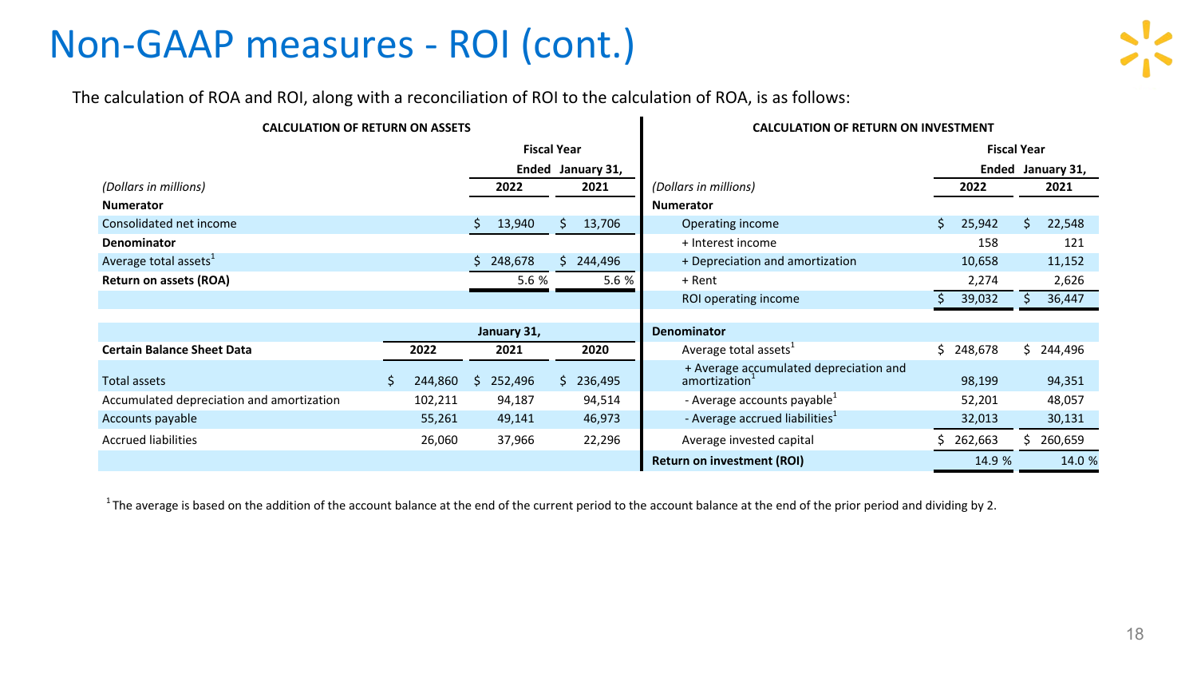# Non-GAAP measures - ROI (cont.)

The calculation of ROA and ROI, along with a reconciliation of ROI to the calculation of ROA, is as follows:

**CALCULATION OF RETURN ON ASSETS**

| *(Dollars in millions)* | Fiscal Year Ended January 31, 2022 | Fiscal Year Ended January 31, 2021 |
|---|---|---|
| **Numerator** | | |
| Consolidated net income | $ 13,940 | $ 13,706 |
| **Denominator** | | |
| Average total assets[1] | $ 248,678 | $ 244,496 |
| **Return on assets (ROA)** | 5.6 % | 5.6 % |

| **Certain Balance Sheet Data** | January 31, 2022 | January 31, 2021 | January 31, 2020 |
|---|---|---|---|
| Total assets | $ 244,860 | $ 252,496 | $ 236,495 |
| Accumulated depreciation and amortization | 102,211 | 94,187 | 94,514 |
| Accounts payable | 55,261 | 49,141 | 46,973 |
| Accrued liabilities | 26,060 | 37,966 | 22,296 |

**CALCULATION OF RETURN ON INVESTMENT**

| *(Dollars in millions)* | Fiscal Year Ended January 31, 2022 | Fiscal Year Ended January 31, 2021 |
|---|---|---|
| **Numerator** | | |
| Operating income | $ 25,942 | $ 22,548 |
| + Interest income | 158 | 121 |
| + Depreciation and amortization | 10,658 | 11,152 |
| + Rent | 2,274 | 2,626 |
| ROI operating income | $ 39,032 | $ 36,447 |
| **Denominator** | | |
| Average total assets[1] | $ 248,678 | $ 244,496 |
| + Average accumulated depreciation and amortization[1] | 98,199 | 94,351 |
| - Average accounts payable[1] | 52,201 | 48,057 |
| - Average accrued liabilities[1] | 32,013 | 30,131 |
| Average invested capital | $ 262,663 | $ 260,659 |
| **Return on investment (ROI)** | 14.9 % | 14.0 % |

[1] The average is based on the addition of the account balance at the end of the current period to the account balance at the end of the prior period and dividing by 2.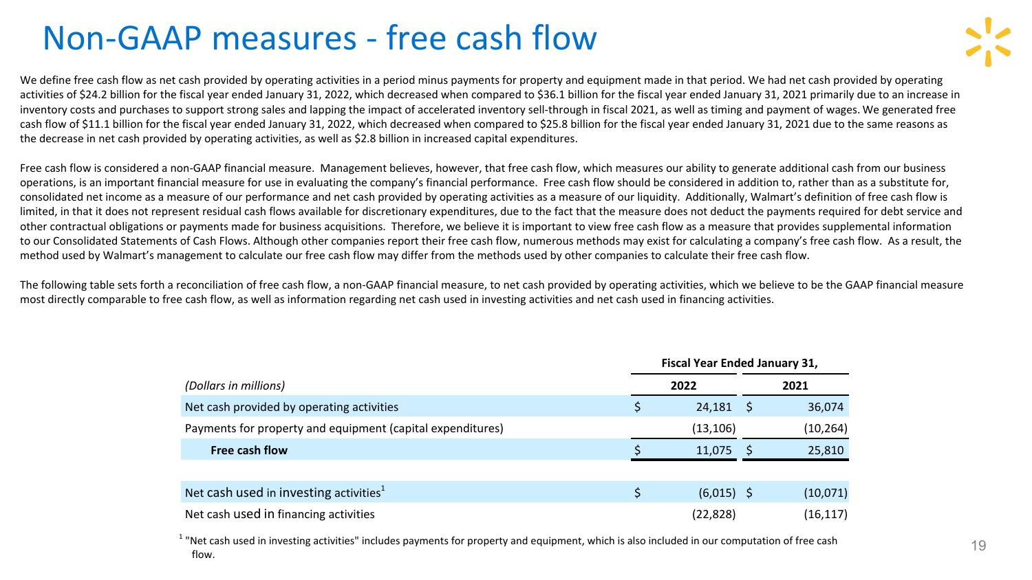# Non-GAAP measures - free cash flow

We define free cash flow as net cash provided by operating activities in a period minus payments for property and equipment made in that period. We had net cash provided by operating activities of $24.2 billion for the fiscal year ended January 31, 2022, which decreased when compared to $36.1 billion for the fiscal year ended January 31, 2021 primarily due to an increase in inventory costs and purchases to support strong sales and lapping the impact of accelerated inventory sell-through in fiscal 2021, as well as timing and payment of wages. We generated free cash flow of $11.1 billion for the fiscal year ended January 31, 2022, which decreased when compared to $25.8 billion for the fiscal year ended January 31, 2021 due to the same reasons as the decrease in net cash provided by operating activities, as well as $2.8 billion in increased capital expenditures.

Free cash flow is considered a non-GAAP financial measure. Management believes, however, that free cash flow, which measures our ability to generate additional cash from our business operations, is an important financial measure for use in evaluating the company's financial performance. Free cash flow should be considered in addition to, rather than as a substitute for, consolidated net income as a measure of our performance and net cash provided by operating activities as a measure of our liquidity. Additionally, Walmart's definition of free cash flow is limited, in that it does not represent residual cash flows available for discretionary expenditures, due to the fact that the measure does not deduct the payments required for debt service and other contractual obligations or payments made for business acquisitions. Therefore, we believe it is important to view free cash flow as a measure that provides supplemental information to our Consolidated Statements of Cash Flows. Although other companies report their free cash flow, numerous methods may exist for calculating a company's free cash flow. As a result, the method used by Walmart's management to calculate our free cash flow may differ from the methods used by other companies to calculate their free cash flow.

The following table sets forth a reconciliation of free cash flow, a non-GAAP financial measure, to net cash provided by operating activities, which we believe to be the GAAP financial measure most directly comparable to free cash flow, as well as information regarding net cash used in investing activities and net cash used in financing activities.

| | Fiscal Year Ended January 31, | |
|---|---|---|
| *(Dollars in millions)* | 2022 | 2021 |
| Net cash provided by operating activities | $ 24,181 | $ 36,074 |
| Payments for property and equipment (capital expenditures) | (13,106) | (10,264) |
| **Free cash flow** | $ 11,075 | $ 25,810 |
| | | |
| Net cash used in investing activities[1] | $ (6,015) | $ (10,071) |
| Net cash used in financing activities | (22,828) | (16,117) |

[1] "Net cash used in investing activities" includes payments for property and equipment, which is also included in our computation of free cash flow.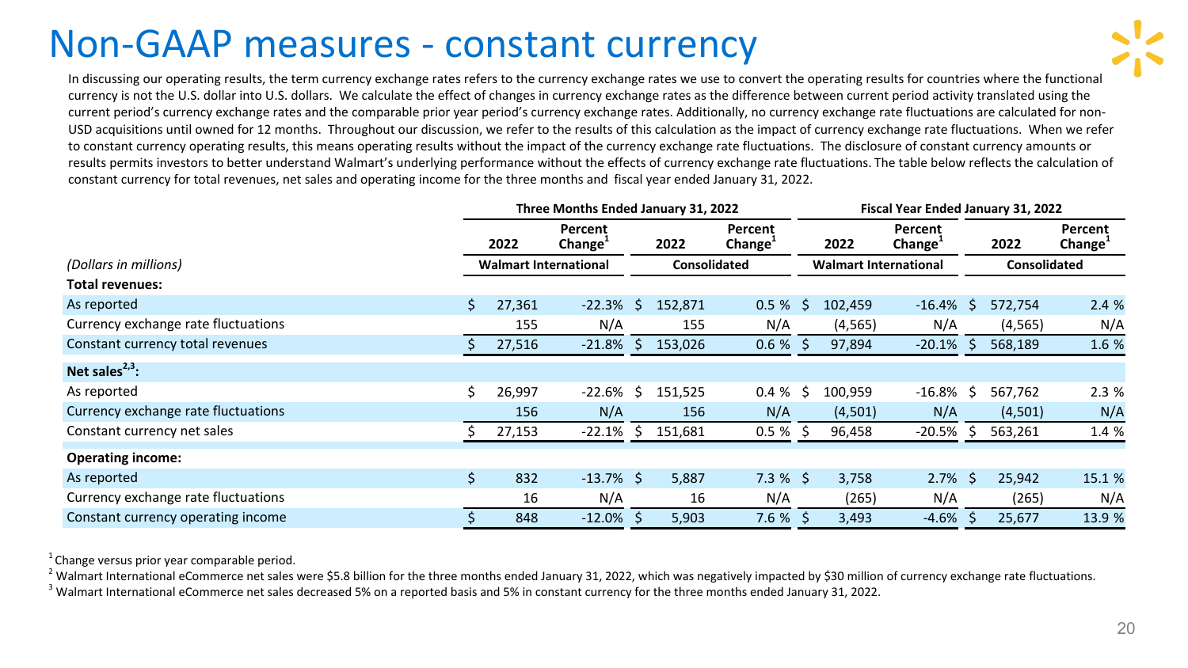# Non-GAAP measures - constant currency

In discussing our operating results, the term currency exchange rates refers to the currency exchange rates we use to convert the operating results for countries where the functional currency is not the U.S. dollar into U.S. dollars. We calculate the effect of changes in currency exchange rates as the difference between current period activity translated using the current period's currency exchange rates and the comparable prior year period's currency exchange rates. Additionally, no currency exchange rate fluctuations are calculated for non-USD acquisitions until owned for 12 months. Throughout our discussion, we refer to the results of this calculation as the impact of currency exchange rate fluctuations. When we refer to constant currency operating results, this means operating results without the impact of the currency exchange rate fluctuations. The disclosure of constant currency amounts or results permits investors to better understand Walmart's underlying performance without the effects of currency exchange rate fluctuations. The table below reflects the calculation of constant currency for total revenues, net sales and operating income for the three months and fiscal year ended January 31, 2022.

| | Three Months Ended January 31, 2022 | | | | Fiscal Year Ended January 31, 2022 | | | |
|---|---|---|---|---|---|---|---|---|
| | 2022 | Percent Change[1] | 2022 | Percent Change[1] | 2022 | Percent Change[1] | 2022 | Percent Change[1] |
| *(Dollars in millions)* | Walmart International | | Consolidated | | Walmart International | | Consolidated | |
| **Total revenues:** | | | | | | | | |
| As reported | $ 27,361 | -22.3% | $ 152,871 | 0.5 % | $ 102,459 | -16.4% | $ 572,754 | 2.4 % |
| Currency exchange rate fluctuations | 155 | N/A | 155 | N/A | (4,565) | N/A | (4,565) | N/A |
| Constant currency total revenues | $ 27,516 | -21.8% | $ 153,026 | 0.6 % | $ 97,894 | -20.1% | $ 568,189 | 1.6 % |
| **Net sales[2,3]:** | | | | | | | | |
| As reported | $ 26,997 | -22.6% | $ 151,525 | 0.4 % | $ 100,959 | -16.8% | $ 567,762 | 2.3 % |
| Currency exchange rate fluctuations | 156 | N/A | 156 | N/A | (4,501) | N/A | (4,501) | N/A |
| Constant currency net sales | $ 27,153 | -22.1% | $ 151,681 | 0.5 % | $ 96,458 | -20.5% | $ 563,261 | 1.4 % |
| **Operating income:** | | | | | | | | |
| As reported | $ 832 | -13.7% | $ 5,887 | 7.3 % | $ 3,758 | 2.7% | $ 25,942 | 15.1 % |
| Currency exchange rate fluctuations | 16 | N/A | 16 | N/A | (265) | N/A | (265) | N/A |
| Constant currency operating income | $ 848 | -12.0% | $ 5,903 | 7.6 % | $ 3,493 | -4.6% | $ 25,677 | 13.9 % |

[1] Change versus prior year comparable period.

[2] Walmart International eCommerce net sales were $5.8 billion for the three months ended January 31, 2022, which was negatively impacted by $30 million of currency exchange rate fluctuations.

[3] Walmart International eCommerce net sales decreased 5% on a reported basis and 5% in constant currency for the three months ended January 31, 2022.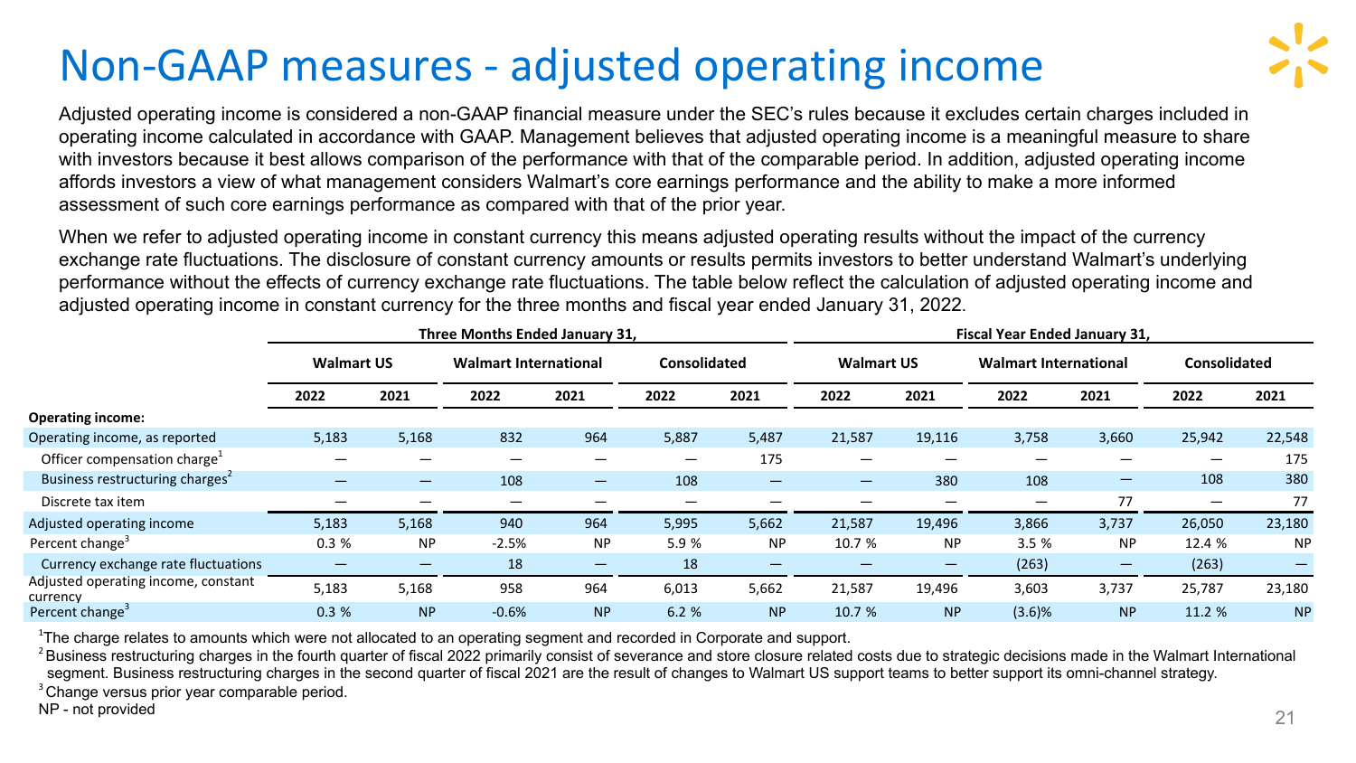# Non-GAAP measures - adjusted operating income

Adjusted operating income is considered a non-GAAP financial measure under the SEC's rules because it excludes certain charges included in operating income calculated in accordance with GAAP. Management believes that adjusted operating income is a meaningful measure to share with investors because it best allows comparison of the performance with that of the comparable period. In addition, adjusted operating income affords investors a view of what management considers Walmart's core earnings performance and the ability to make a more informed assessment of such core earnings performance as compared with that of the prior year.

When we refer to adjusted operating income in constant currency this means adjusted operating results without the impact of the currency exchange rate fluctuations. The disclosure of constant currency amounts or results permits investors to better understand Walmart's underlying performance without the effects of currency exchange rate fluctuations. The table below reflect the calculation of adjusted operating income and adjusted operating income in constant currency for the three months and fiscal year ended January 31, 2022.

| | Three Months Ended January 31, | | | | | | Fiscal Year Ended January 31, | | | | | |
|---|---|---|---|---|---|---|---|---|---|---|---|---|
| | Walmart US | | Walmart International | | Consolidated | | Walmart US | | Walmart International | | Consolidated | |
| | 2022 | 2021 | 2022 | 2021 | 2022 | 2021 | 2022 | 2021 | 2022 | 2021 | 2022 | 2021 |
| **Operating income:** | | | | | | | | | | | | |
| Operating income, as reported | 5,183 | 5,168 | 832 | 964 | 5,887 | 5,487 | 21,587 | 19,116 | 3,758 | 3,660 | 25,942 | 22,548 |
| Officer compensation charge[1] | — | — | — | — | — | 175 | — | — | — | — | — | 175 |
| Business restructuring charges[2] | — | — | 108 | — | 108 | — | — | 380 | 108 | — | 108 | 380 |
| Discrete tax item | — | — | — | — | — | — | — | — | — | 77 | — | 77 |
| Adjusted operating income | 5,183 | 5,168 | 940 | 964 | 5,995 | 5,662 | 21,587 | 19,496 | 3,866 | 3,737 | 26,050 | 23,180 |
| Percent change[3] | 0.3 % | NP | -2.5% | NP | 5.9 % | NP | 10.7 % | NP | 3.5 % | NP | 12.4 % | NP |
| Currency exchange rate fluctuations | — | — | 18 | — | 18 | — | — | — | (263) | — | (263) | — |
| Adjusted operating income, constant currency | 5,183 | 5,168 | 958 | 964 | 6,013 | 5,662 | 21,587 | 19,496 | 3,603 | 3,737 | 25,787 | 23,180 |
| Percent change[3] | 0.3 % | NP | -0.6% | NP | 6.2 % | NP | 10.7 % | NP | (3.6)% | NP | 11.2 % | NP |

[1]The charge relates to amounts which were not allocated to an operating segment and recorded in Corporate and support.

[2]Business restructuring charges in the fourth quarter of fiscal 2022 primarily consist of severance and store closure related costs due to strategic decisions made in the Walmart International segment. Business restructuring charges in the second quarter of fiscal 2021 are the result of changes to Walmart US support teams to better support its omni-channel strategy.

[3]Change versus prior year comparable period.

NP - not provided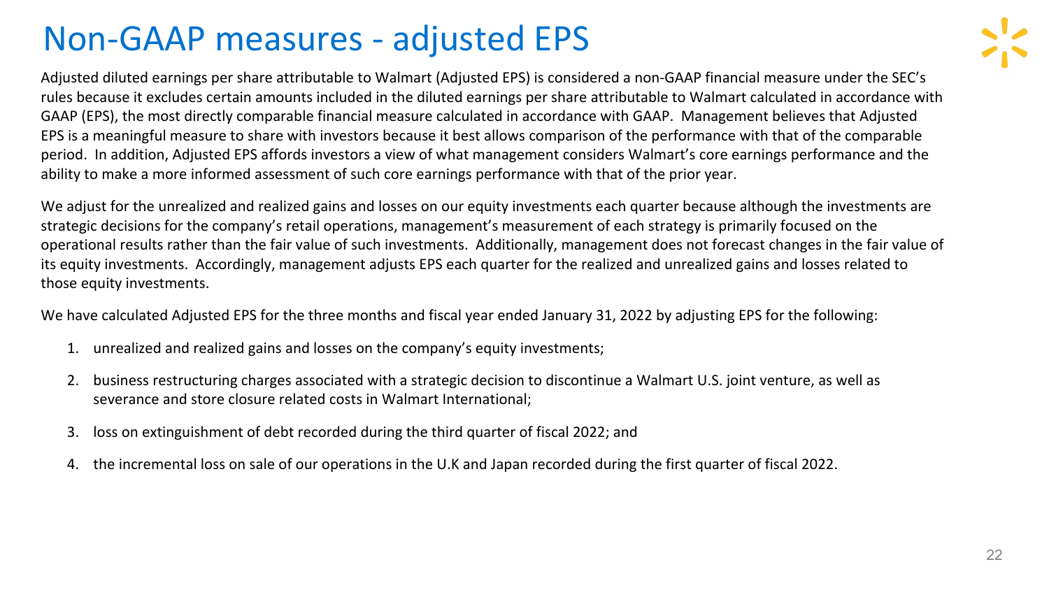# Non-GAAP measures - adjusted EPS

Adjusted diluted earnings per share attributable to Walmart (Adjusted EPS) is considered a non-GAAP financial measure under the SEC's rules because it excludes certain amounts included in the diluted earnings per share attributable to Walmart calculated in accordance with GAAP (EPS), the most directly comparable financial measure calculated in accordance with GAAP. Management believes that Adjusted EPS is a meaningful measure to share with investors because it best allows comparison of the performance with that of the comparable period. In addition, Adjusted EPS affords investors a view of what management considers Walmart's core earnings performance and the ability to make a more informed assessment of such core earnings performance with that of the prior year.

We adjust for the unrealized and realized gains and losses on our equity investments each quarter because although the investments are strategic decisions for the company's retail operations, management's measurement of each strategy is primarily focused on the operational results rather than the fair value of such investments. Additionally, management does not forecast changes in the fair value of its equity investments. Accordingly, management adjusts EPS each quarter for the realized and unrealized gains and losses related to those equity investments.

We have calculated Adjusted EPS for the three months and fiscal year ended January 31, 2022 by adjusting EPS for the following:

1. unrealized and realized gains and losses on the company's equity investments;
2. business restructuring charges associated with a strategic decision to discontinue a Walmart U.S. joint venture, as well as severance and store closure related costs in Walmart International;
3. loss on extinguishment of debt recorded during the third quarter of fiscal 2022; and
4. the incremental loss on sale of our operations in the U.K and Japan recorded during the first quarter of fiscal 2022.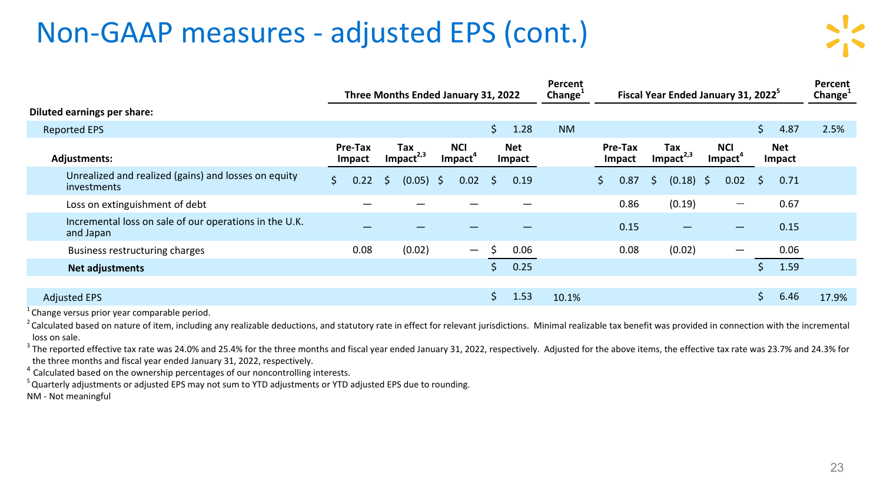# Non-GAAP measures - adjusted EPS (cont.)

| | Three Months Ended January 31, 2022 | | | | Percent Change[1] | Fiscal Year Ended January 31, 2022[5] | | | | Percent Change[1] |
|---|---|---|---|---|---|---|---|---|---|---|
| **Diluted earnings per share:** | | | | | | | | | | |
| Reported EPS | | | | $ 1.28 | NM | | | | $ 4.87 | 2.5% |
| **Adjustments:** | **Pre-Tax Impact** | **Tax Impact[2,3]** | **NCI Impact[4]** | **Net Impact** | | **Pre-Tax Impact** | **Tax Impact[2,3]** | **NCI Impact[4]** | **Net Impact** | |
| Unrealized and realized (gains) and losses on equity investments | $ 0.22 | $ (0.05) | $ 0.02 | $ 0.19 | | $ 0.87 | $ (0.18) | $ 0.02 | $ 0.71 | |
| Loss on extinguishment of debt | — | — | — | — | | 0.86 | (0.19) | — | 0.67 | |
| Incremental loss on sale of our operations in the U.K. and Japan | — | — | — | — | | 0.15 | — | — | 0.15 | |
| Business restructuring charges | 0.08 | (0.02) | — | $ 0.06 | | 0.08 | (0.02) | — | 0.06 | |
| **Net adjustments** | | | | $ 0.25 | | | | | $ 1.59 | |
| Adjusted EPS | | | | $ 1.53 | 10.1% | | | | $ 6.46 | 17.9% |

[1] Change versus prior year comparable period.

[2] Calculated based on nature of item, including any realizable deductions, and statutory rate in effect for relevant jurisdictions. Minimal realizable tax benefit was provided in connection with the incremental loss on sale.

[3] The reported effective tax rate was 24.0% and 25.4% for the three months and fiscal year ended January 31, 2022, respectively. Adjusted for the above items, the effective tax rate was 23.7% and 24.3% for the three months and fiscal year ended January 31, 2022, respectively.

[4] Calculated based on the ownership percentages of our noncontrolling interests.

[5] Quarterly adjustments or adjusted EPS may not sum to YTD adjustments or YTD adjusted EPS due to rounding.

NM - Not meaningful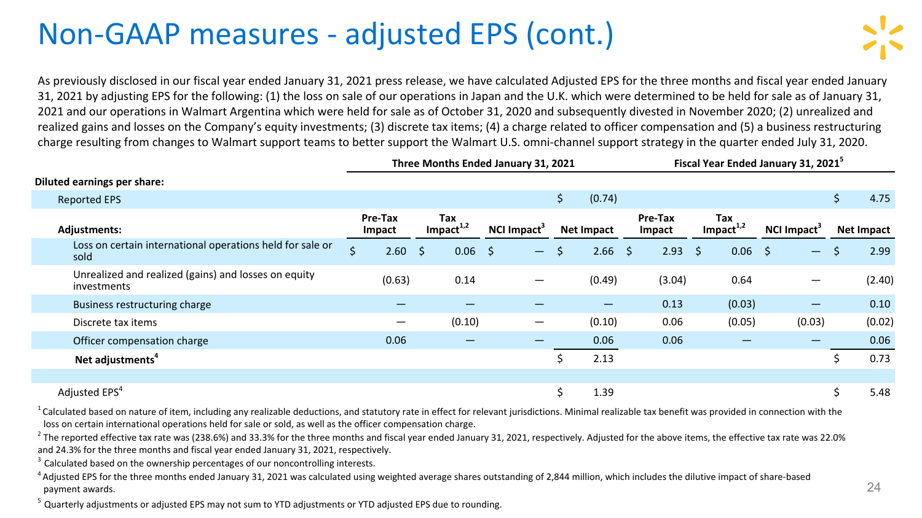# Non-GAAP measures - adjusted EPS (cont.)

As previously disclosed in our fiscal year ended January 31, 2021 press release, we have calculated Adjusted EPS for the three months and fiscal year ended January 31, 2021 by adjusting EPS for the following: (1) the loss on sale of our operations in Japan and the U.K. which were determined to be held for sale as of January 31, 2021 and our operations in Walmart Argentina which were held for sale as of October 31, 2020 and subsequently divested in November 2020; (2) unrealized and realized gains and losses on the Company's equity investments; (3) discrete tax items; (4) a charge related to officer compensation and (5) a business restructuring charge resulting from changes to Walmart support teams to better support the Walmart U.S. omni-channel support strategy in the quarter ended July 31, 2020.

| | Three Months Ended January 31, 2021 | | | | Fiscal Year Ended January 31, 2021[5] | | | |
|---|---|---|---|---|---|---|---|---|
| **Diluted earnings per share:** | | | | | | | | |
| Reported EPS | | | | $ (0.74) | | | | $ 4.75 |
| **Adjustments:** | **Pre-Tax Impact** | **Tax Impact[1,2]** | **NCI Impact[3]** | **Net Impact** | **Pre-Tax Impact** | **Tax Impact[1,2]** | **NCI Impact[3]** | **Net Impact** |
| Loss on certain international operations held for sale or sold | $ 2.60 | $ 0.06 | $ — | $ 2.66 | $ 2.93 | $ 0.06 | $ — | $ 2.99 |
| Unrealized and realized (gains) and losses on equity investments | (0.63) | 0.14 | — | (0.49) | (3.04) | 0.64 | — | (2.40) |
| Business restructuring charge | — | — | — | — | 0.13 | (0.03) | — | 0.10 |
| Discrete tax items | — | (0.10) | — | (0.10) | 0.06 | (0.05) | (0.03) | (0.02) |
| Officer compensation charge | 0.06 | — | — | 0.06 | 0.06 | — | — | 0.06 |
| **Net adjustments[4]** | | | | $ 2.13 | | | | $ 0.73 |
| | | | | | | | | |
| Adjusted EPS[4] | | | | $ 1.39 | | | | $ 5.48 |

[1] Calculated based on nature of item, including any realizable deductions, and statutory rate in effect for relevant jurisdictions. Minimal realizable tax benefit was provided in connection with the loss on certain international operations held for sale or sold, as well as the officer compensation charge.

[2] The reported effective tax rate was (238.6%) and 33.3% for the three months and fiscal year ended January 31, 2021, respectively. Adjusted for the above items, the effective tax rate was 22.0% and 24.3% for the three months and fiscal year ended January 31, 2021, respectively.

[3] Calculated based on the ownership percentages of our noncontrolling interests.

[4] Adjusted EPS for the three months ended January 31, 2021 was calculated using weighted average shares outstanding of 2,844 million, which includes the dilutive impact of share-based payment awards.

[5] Quarterly adjustments or adjusted EPS may not sum to YTD adjustments or YTD adjusted EPS due to rounding.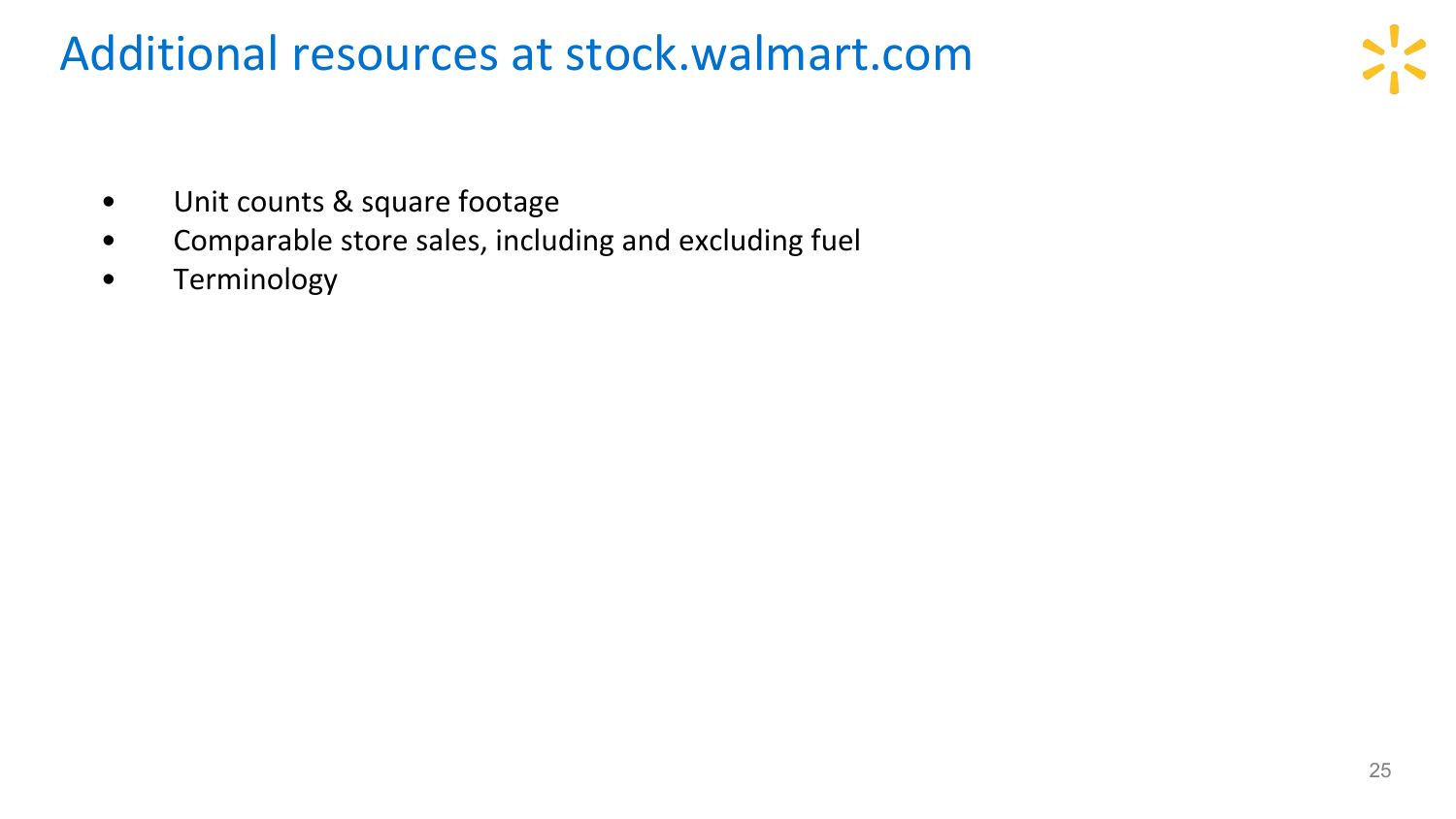# Additional resources at stock.walmart.com

- Unit counts & square footage
- Comparable store sales, including and excluding fuel
- Terminology